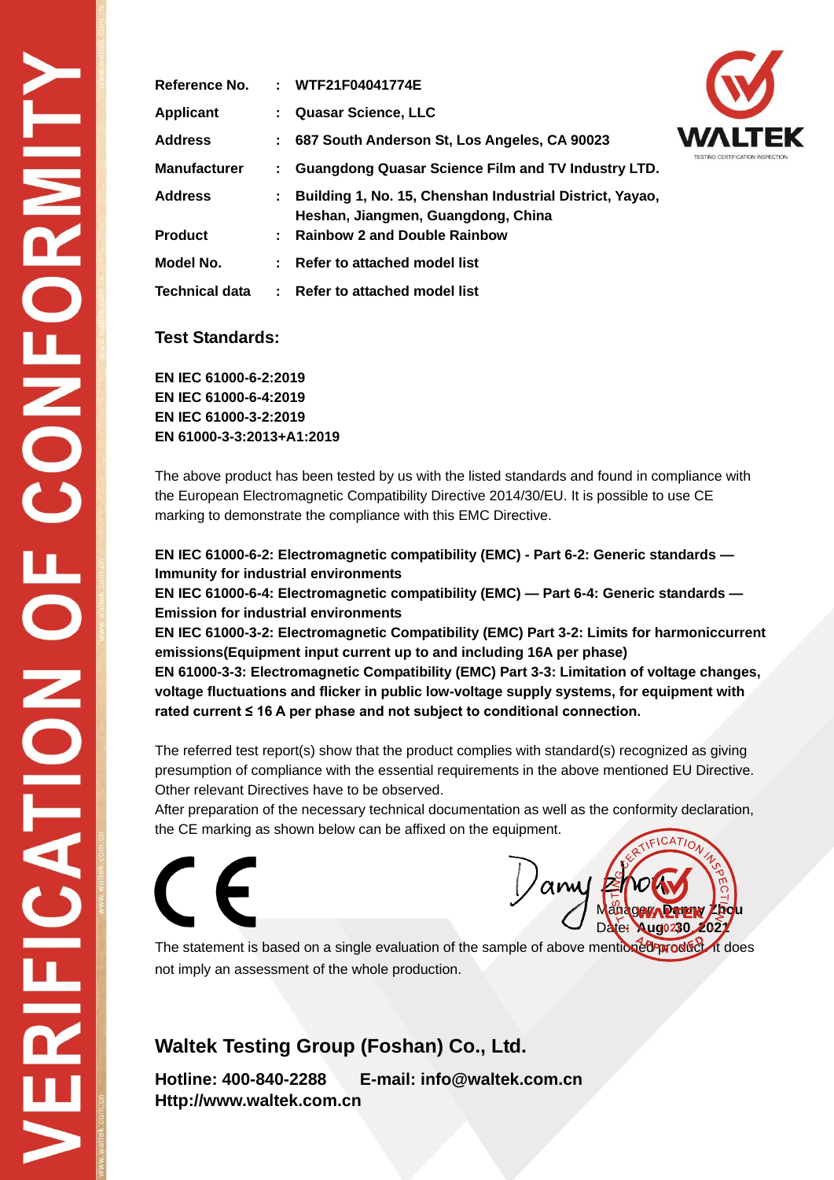# VERIFICATION OF CONFORMITY

| | | |
|---|---|---|
| **Reference No.** | : | **WTF21F04041774E** |
| **Applicant** | : | **Quasar Science, LLC** |
| **Address** | : | **687 South Anderson St, Los Angeles, CA 90023** |
| **Manufacturer** | : | **Guangdong Quasar Science Film and TV Industry LTD.** |
| **Address** | : | **Building 1, No. 15, Chenshan Industrial District, Yayao, Heshan, Jiangmen, Guangdong, China** |
| **Product** | : | **Rainbow 2 and Double Rainbow** |
| **Model No.** | : | **Refer to attached model list** |
| **Technical data** | : | **Refer to attached model list** |

## Test Standards:

**EN IEC 61000-6-2:2019**
**EN IEC 61000-6-4:2019**
**EN IEC 61000-3-2:2019**
**EN 61000-3-3:2013+A1:2019**

The above product has been tested by us with the listed standards and found in compliance with the European Electromagnetic Compatibility Directive 2014/30/EU. It is possible to use CE marking to demonstrate the compliance with this EMC Directive.

**EN IEC 61000-6-2: Electromagnetic compatibility (EMC) - Part 6-2: Generic standards — Immunity for industrial environments**
**EN IEC 61000-6-4: Electromagnetic compatibility (EMC) — Part 6-4: Generic standards — Emission for industrial environments**
**EN IEC 61000-3-2: Electromagnetic Compatibility (EMC) Part 3-2: Limits for harmoniccurrent emissions(Equipment input current up to and including 16A per phase)**
**EN 61000-3-3: Electromagnetic Compatibility (EMC) Part 3-3: Limitation of voltage changes, voltage fluctuations and flicker in public low-voltage supply systems, for equipment with rated current ≤ 16 A per phase and not subject to conditional connection.**

The referred test report(s) show that the product complies with standard(s) recognized as giving presumption of compliance with the essential requirements in the above mentioned EU Directive. Other relevant Directives have to be observed.
After preparation of the necessary technical documentation as well as the conformity declaration, the CE marking as shown below can be affixed on the equipment.

CE

Manager: **Danny Zhou**
Date: **Aug 30, 2021**

The statement is based on a single evaluation of the sample of above mentioned product. It does not imply an assessment of the whole production.

## Waltek Testing Group (Foshan) Co., Ltd.

**Hotline: 400-840-2288** **E-mail: info@waltek.com.cn**
**Http://www.waltek.com.cn**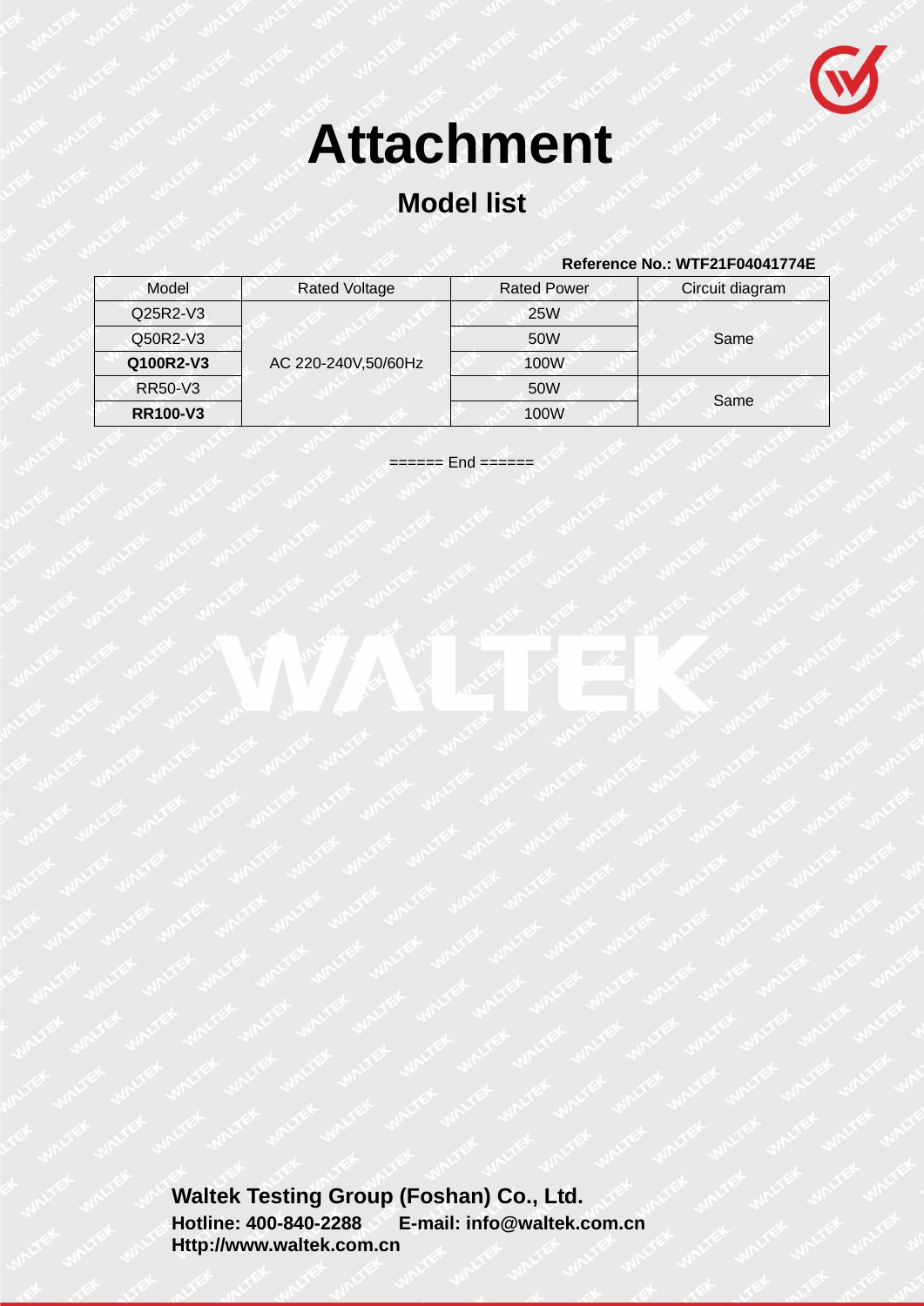# Attachment

## Model list

**Reference No.: WTF21F04041774E**

| Model | Rated Voltage | Rated Power | Circuit diagram |
| --- | --- | --- | --- |
| Q25R2-V3 | AC 220-240V,50/60Hz | 25W | Same |
| Q50R2-V3 | | 50W | |
| **Q100R2-V3** | | 100W | |
| RR50-V3 | | 50W | Same |
| **RR100-V3** | | 100W | |

====== End ======

**Waltek Testing Group (Foshan) Co., Ltd.**
**Hotline: 400-840-2288 E-mail: info@waltek.com.cn**
**Http://www.waltek.com.cn**